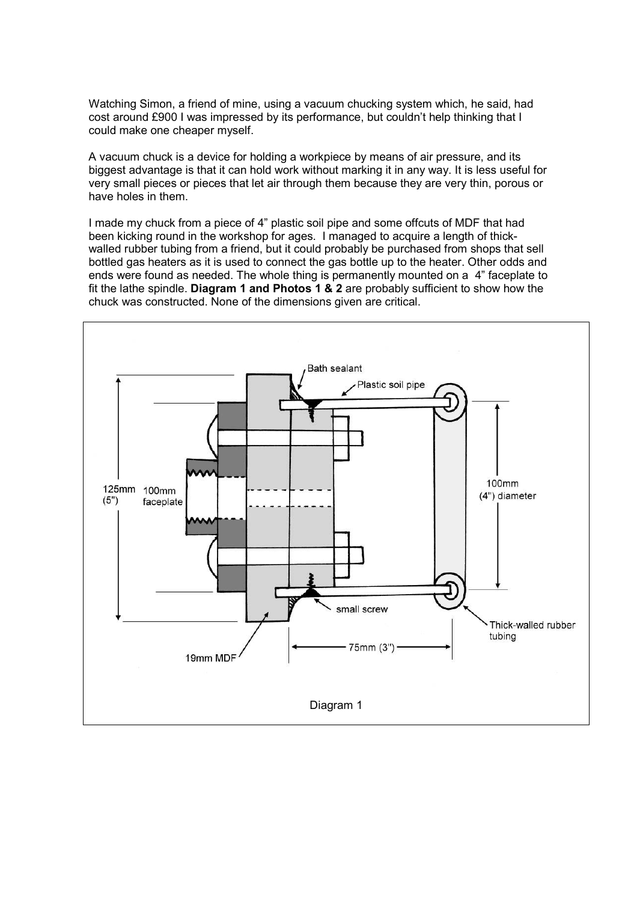Watching Simon, a friend of mine, using a vacuum chucking system which, he said, had cost around £900 I was impressed by its performance, but couldn't help thinking that I could make one cheaper myself.

A vacuum chuck is a device for holding a workpiece by means of air pressure, and its biggest advantage is that it can hold work without marking it in any way. It is less useful for very small pieces or pieces that let air through them because they are very thin, porous or have holes in them.

I made my chuck from a piece of 4" plastic soil pipe and some offcuts of MDF that had been kicking round in the workshop for ages. I managed to acquire a length of thick-walled rubber tubing from a friend, but it could probably be purchased from shops that sell bottled gas heaters as it is used to connect the gas bottle up to the heater. Other odds and ends were found as needed. The whole thing is permanently mounted on a 4" faceplate to fit the lathe spindle. **Diagram 1 and Photos 1 & 2** are probably sufficient to show how the chuck was constructed. None of the dimensions given are critical.

Bath sealant

Plastic soil pipe

125mm (5")

100mm faceplate

100mm (4") diameter

small screw

Thick-walled rubber tubing

75mm (3")

19mm MDF

Diagram 1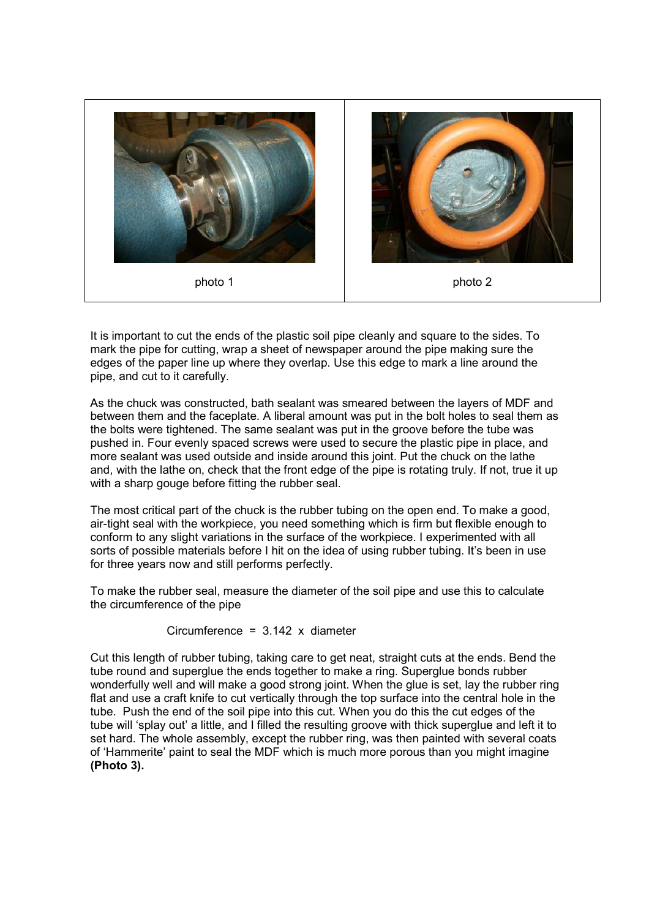photo 1

photo 2

It is important to cut the ends of the plastic soil pipe cleanly and square to the sides. To mark the pipe for cutting, wrap a sheet of newspaper around the pipe making sure the edges of the paper line up where they overlap. Use this edge to mark a line around the pipe, and cut to it carefully.

As the chuck was constructed, bath sealant was smeared between the layers of MDF and between them and the faceplate. A liberal amount was put in the bolt holes to seal them as the bolts were tightened. The same sealant was put in the groove before the tube was pushed in. Four evenly spaced screws were used to secure the plastic pipe in place, and more sealant was used outside and inside around this joint. Put the chuck on the lathe and, with the lathe on, check that the front edge of the pipe is rotating truly. If not, true it up with a sharp gouge before fitting the rubber seal.

The most critical part of the chuck is the rubber tubing on the open end. To make a good, air-tight seal with the workpiece, you need something which is firm but flexible enough to conform to any slight variations in the surface of the workpiece. I experimented with all sorts of possible materials before I hit on the idea of using rubber tubing. It's been in use for three years now and still performs perfectly.

To make the rubber seal, measure the diameter of the soil pipe and use this to calculate the circumference of the pipe

$$\text{Circumference} = 3.142 \times \text{diameter}$$

Cut this length of rubber tubing, taking care to get neat, straight cuts at the ends. Bend the tube round and superglue the ends together to make a ring. Superglue bonds rubber wonderfully well and will make a good strong joint. When the glue is set, lay the rubber ring flat and use a craft knife to cut vertically through the top surface into the central hole in the tube. Push the end of the soil pipe into this cut. When you do this the cut edges of the tube will 'splay out' a little, and I filled the resulting groove with thick superglue and left it to set hard. The whole assembly, except the rubber ring, was then painted with several coats of 'Hammerite' paint to seal the MDF which is much more porous than you might imagine **(Photo 3).**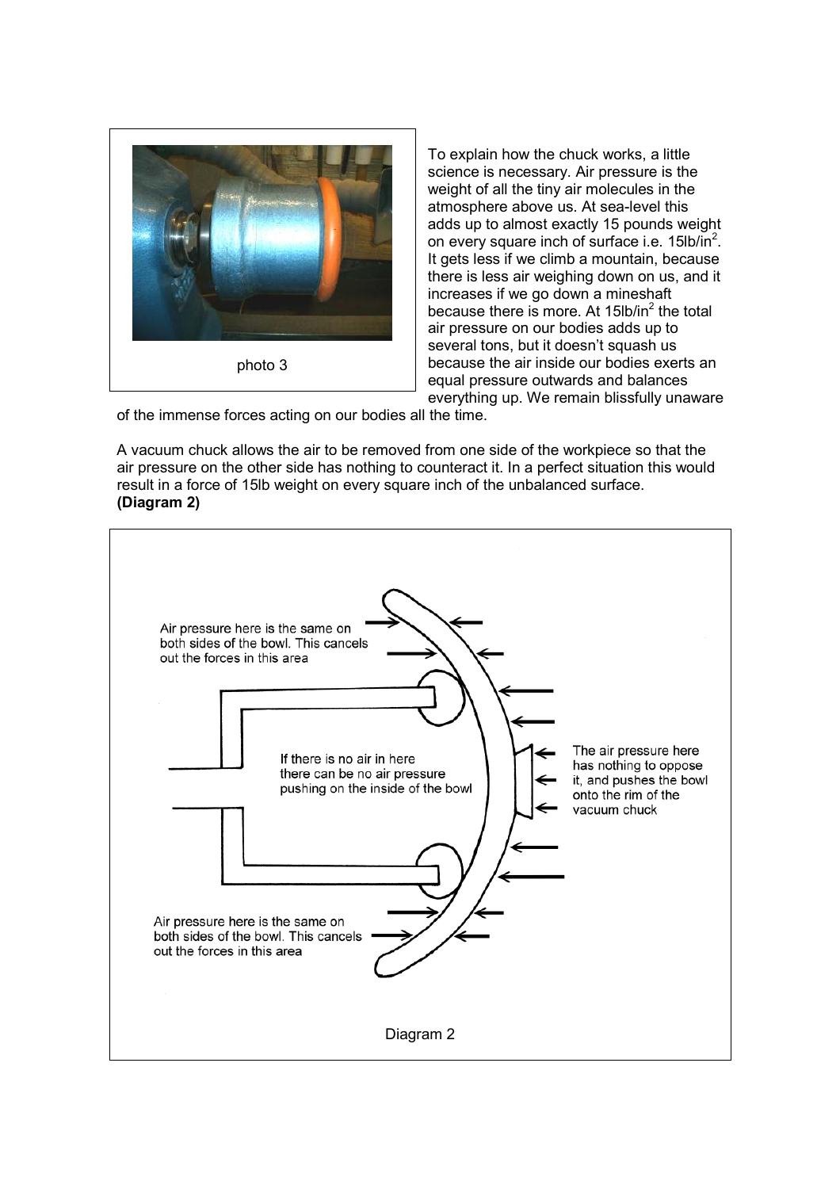photo 3

To explain how the chuck works, a little science is necessary. Air pressure is the weight of all the tiny air molecules in the atmosphere above us. At sea-level this adds up to almost exactly 15 pounds weight on every square inch of surface i.e. 15lb/in$^2$. It gets less if we climb a mountain, because there is less air weighing down on us, and it increases if we go down a mineshaft because there is more. At 15lb/in$^2$ the total air pressure on our bodies adds up to several tons, but it doesn't squash us because the air inside our bodies exerts an equal pressure outwards and balances everything up. We remain blissfully unaware of the immense forces acting on our bodies all the time.

A vacuum chuck allows the air to be removed from one side of the workpiece so that the air pressure on the other side has nothing to counteract it. In a perfect situation this would result in a force of 15lb weight on every square inch of the unbalanced surface. **(Diagram 2)**

Air pressure here is the same on both sides of the bowl. This cancels out the forces in this area

If there is no air in here there can be no air pressure pushing on the inside of the bowl

The air pressure here has nothing to oppose it, and pushes the bowl onto the rim of the vacuum chuck

Air pressure here is the same on both sides of the bowl. This cancels out the forces in this area

Diagram 2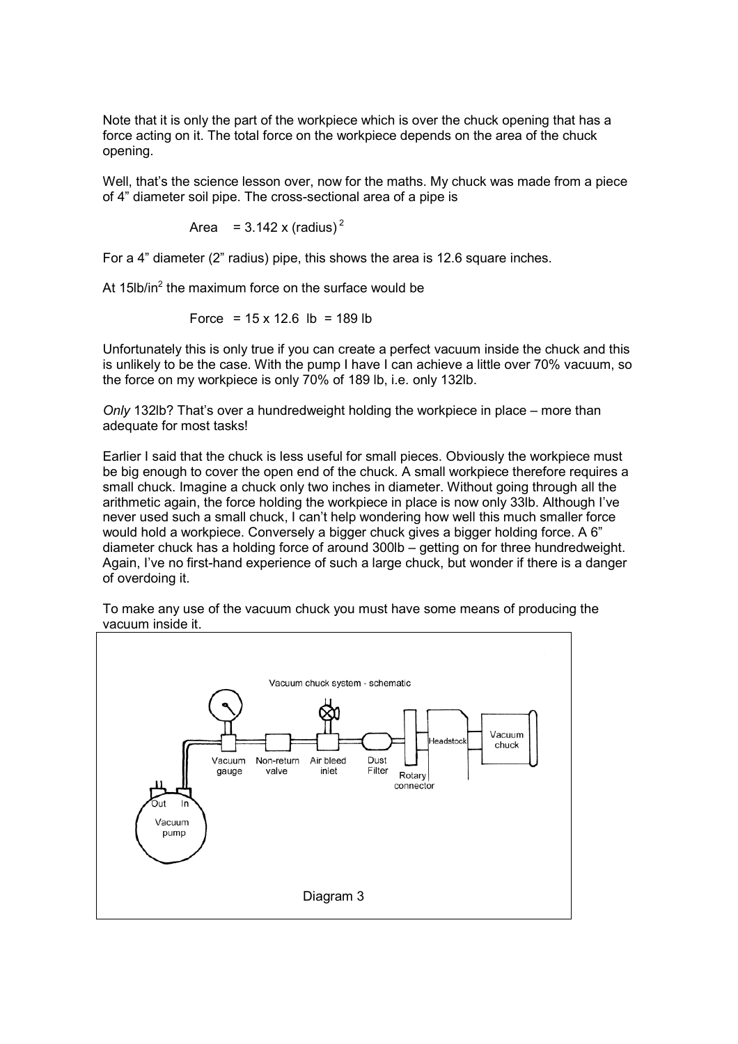Note that it is only the part of the workpiece which is over the chuck opening that has a force acting on it. The total force on the workpiece depends on the area of the chuck opening.

Well, that's the science lesson over, now for the maths. My chuck was made from a piece of 4" diameter soil pipe. The cross-sectional area of a pipe is

$$\text{Area} = 3.142 \times (\text{radius})^2$$

For a 4" diameter (2" radius) pipe, this shows the area is 12.6 square inches.

At $15\text{lb/in}^2$ the maximum force on the surface would be

$$\text{Force} = 15 \times 12.6 \text{ lb} = 189 \text{ lb}$$

Unfortunately this is only true if you can create a perfect vacuum inside the chuck and this is unlikely to be the case. With the pump I have I can achieve a little over 70% vacuum, so the force on my workpiece is only 70% of 189 lb, i.e. only 132lb.

*Only* 132lb? That's over a hundredweight holding the workpiece in place – more than adequate for most tasks!

Earlier I said that the chuck is less useful for small pieces. Obviously the workpiece must be big enough to cover the open end of the chuck. A small workpiece therefore requires a small chuck. Imagine a chuck only two inches in diameter. Without going through all the arithmetic again, the force holding the workpiece in place is now only 33lb. Although I've never used such a small chuck, I can't help wondering how well this much smaller force would hold a workpiece. Conversely a bigger chuck gives a bigger holding force. A 6" diameter chuck has a holding force of around 300lb – getting on for three hundredweight. Again, I've no first-hand experience of such a large chuck, but wonder if there is a danger of overdoing it.

To make any use of the vacuum chuck you must have some means of producing the vacuum inside it.

Diagram 3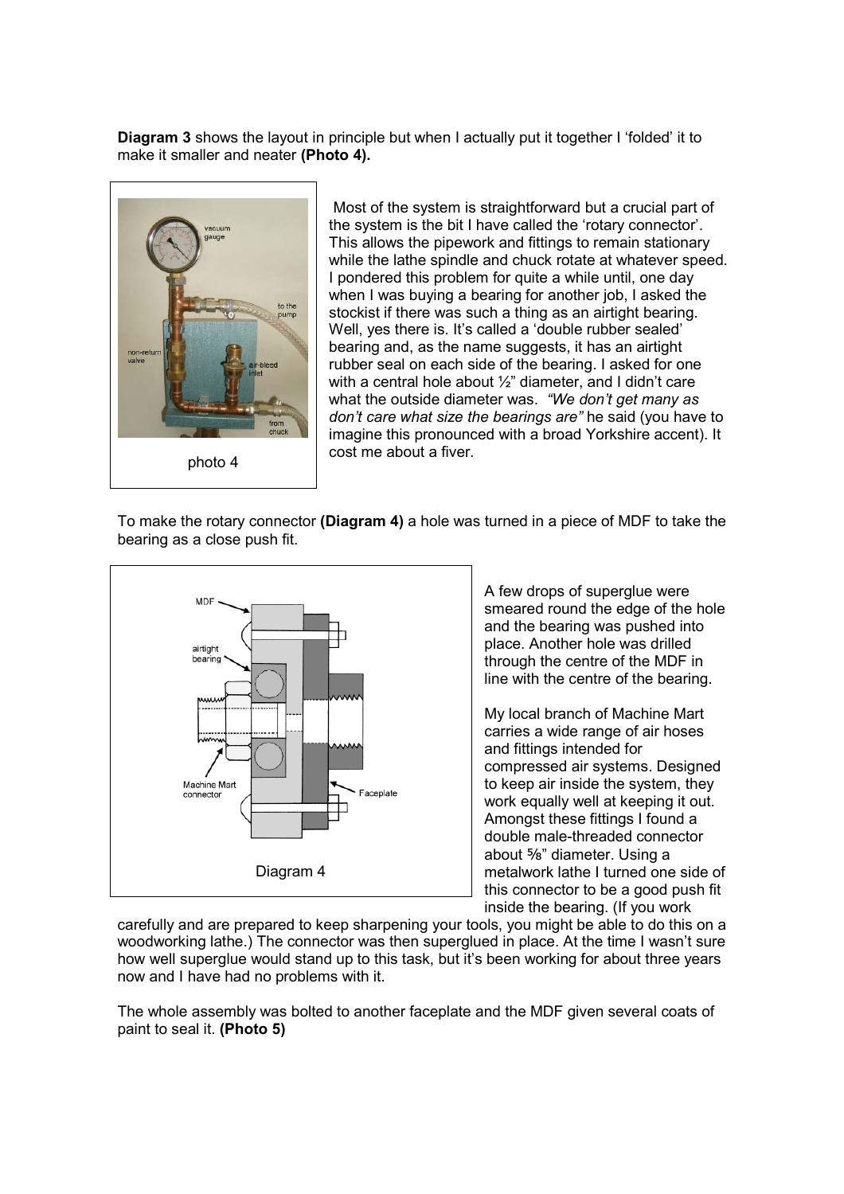**Diagram 3** shows the layout in principle but when I actually put it together I 'folded' it to make it smaller and neater **(Photo 4).**

photo 4

Most of the system is straightforward but a crucial part of the system is the bit I have called the 'rotary connector'. This allows the pipework and fittings to remain stationary while the lathe spindle and chuck rotate at whatever speed. I pondered this problem for quite a while until, one day when I was buying a bearing for another job, I asked the stockist if there was such a thing as an airtight bearing. Well, yes there is. It's called a 'double rubber sealed' bearing and, as the name suggests, it has an airtight rubber seal on each side of the bearing. I asked for one with a central hole about ½" diameter, and I didn't care what the outside diameter was. *"We don't get many as don't care what size the bearings are"* he said (you have to imagine this pronounced with a broad Yorkshire accent). It cost me about a fiver.

To make the rotary connector **(Diagram 4)** a hole was turned in a piece of MDF to take the bearing as a close push fit.

Diagram 4

A few drops of superglue were smeared round the edge of the hole and the bearing was pushed into place. Another hole was drilled through the centre of the MDF in line with the centre of the bearing.

My local branch of Machine Mart carries a wide range of air hoses and fittings intended for compressed air systems. Designed to keep air inside the system, they work equally well at keeping it out. Amongst these fittings I found a double male-threaded connector about ⅝" diameter. Using a metalwork lathe I turned one side of this connector to be a good push fit inside the bearing. (If you work carefully and are prepared to keep sharpening your tools, you might be able to do this on a woodworking lathe.) The connector was then superglued in place. At the time I wasn't sure how well superglue would stand up to this task, but it's been working for about three years now and I have had no problems with it.

The whole assembly was bolted to another faceplate and the MDF given several coats of paint to seal it. **(Photo 5)**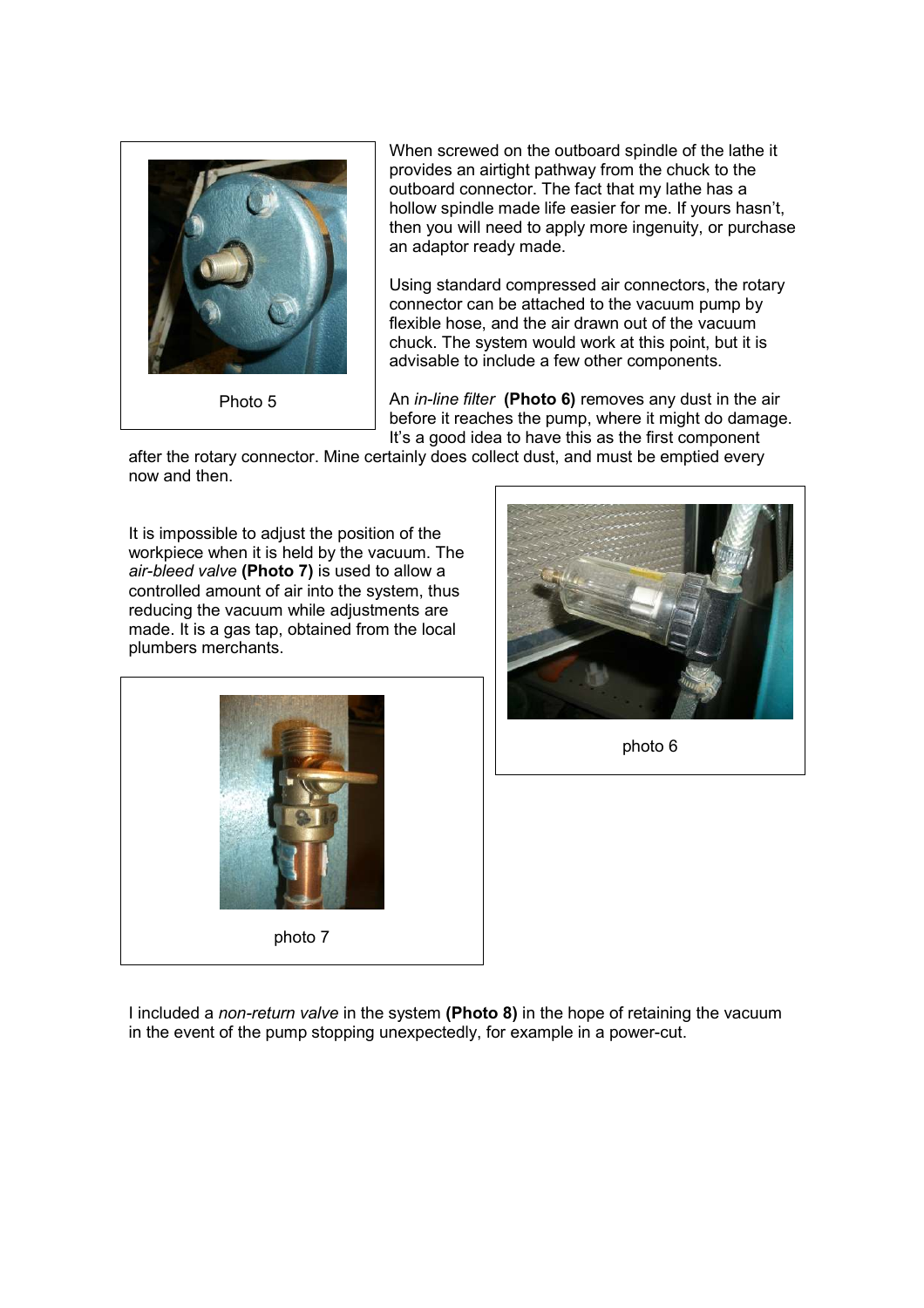Photo 5

When screwed on the outboard spindle of the lathe it provides an airtight pathway from the chuck to the outboard connector. The fact that my lathe has a hollow spindle made life easier for me. If yours hasn't, then you will need to apply more ingenuity, or purchase an adaptor ready made.

Using standard compressed air connectors, the rotary connector can be attached to the vacuum pump by flexible hose, and the air drawn out of the vacuum chuck. The system would work at this point, but it is advisable to include a few other components.

An *in-line filter* **(Photo 6)** removes any dust in the air before it reaches the pump, where it might do damage. It's a good idea to have this as the first component after the rotary connector. Mine certainly does collect dust, and must be emptied every now and then.

It is impossible to adjust the position of the workpiece when it is held by the vacuum. The *air-bleed valve* **(Photo 7)** is used to allow a controlled amount of air into the system, thus reducing the vacuum while adjustments are made. It is a gas tap, obtained from the local plumbers merchants.

photo 6

photo 7

I included a *non-return valve* in the system **(Photo 8)** in the hope of retaining the vacuum in the event of the pump stopping unexpectedly, for example in a power-cut.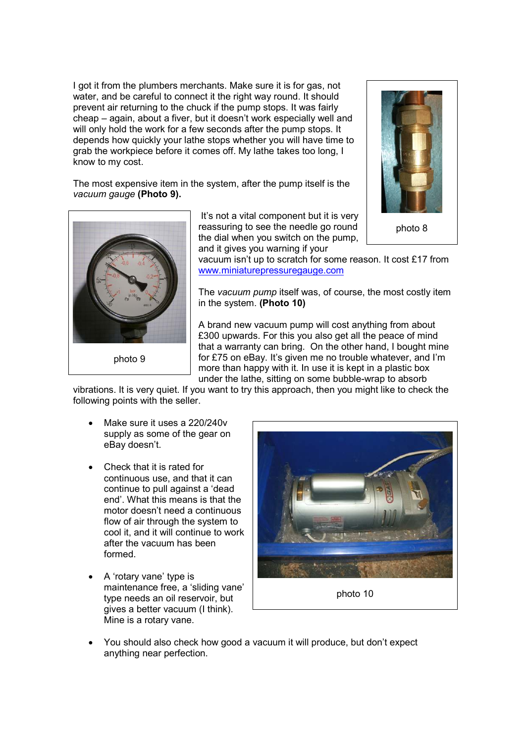I got it from the plumbers merchants. Make sure it is for gas, not water, and be careful to connect it the right way round. It should prevent air returning to the chuck if the pump stops. It was fairly cheap – again, about a fiver, but it doesn't work especially well and will only hold the work for a few seconds after the pump stops. It depends how quickly your lathe stops whether you will have time to grab the workpiece before it comes off. My lathe takes too long, I know to my cost.

photo 8

The most expensive item in the system, after the pump itself is the *vacuum gauge* **(Photo 9).**

photo 9

It's not a vital component but it is very reassuring to see the needle go round the dial when you switch on the pump, and it gives you warning if your vacuum isn't up to scratch for some reason. It cost £17 from www.miniaturepressuregauge.com

The *vacuum pump* itself was, of course, the most costly item in the system. **(Photo 10)**

A brand new vacuum pump will cost anything from about £300 upwards. For this you also get all the peace of mind that a warranty can bring. On the other hand, I bought mine for £75 on eBay. It's given me no trouble whatever, and I'm more than happy with it. In use it is kept in a plastic box under the lathe, sitting on some bubble-wrap to absorb vibrations. It is very quiet. If you want to try this approach, then you might like to check the following points with the seller.

- Make sure it uses a 220/240v supply as some of the gear on eBay doesn't.
- Check that it is rated for continuous use, and that it can continue to pull against a 'dead end'. What this means is that the motor doesn't need a continuous flow of air through the system to cool it, and it will continue to work after the vacuum has been formed.
- A 'rotary vane' type is maintenance free, a 'sliding vane' type needs an oil reservoir, but gives a better vacuum (I think). Mine is a rotary vane.
- You should also check how good a vacuum it will produce, but don't expect anything near perfection.

photo 10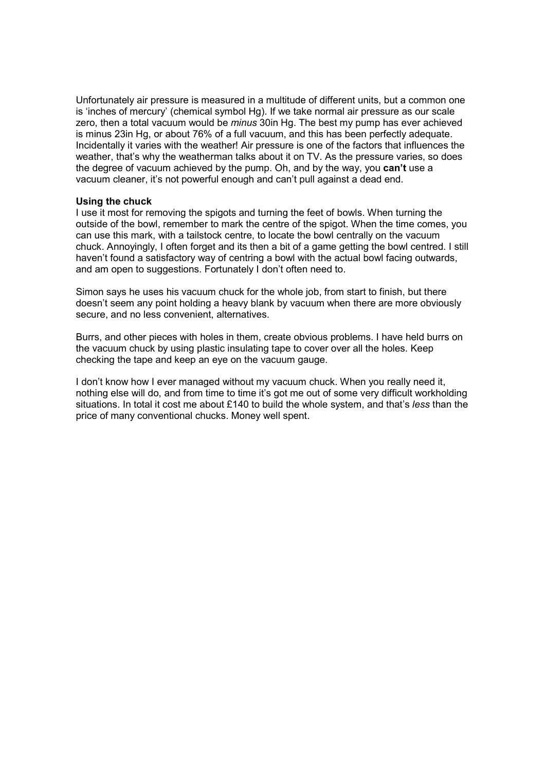Unfortunately air pressure is measured in a multitude of different units, but a common one is 'inches of mercury' (chemical symbol Hg). If we take normal air pressure as our scale zero, then a total vacuum would be *minus* 30in Hg. The best my pump has ever achieved is minus 23in Hg, or about 76% of a full vacuum, and this has been perfectly adequate. Incidentally it varies with the weather! Air pressure is one of the factors that influences the weather, that's why the weatherman talks about it on TV. As the pressure varies, so does the degree of vacuum achieved by the pump. Oh, and by the way, you **can't** use a vacuum cleaner, it's not powerful enough and can't pull against a dead end.

**Using the chuck**

I use it most for removing the spigots and turning the feet of bowls. When turning the outside of the bowl, remember to mark the centre of the spigot. When the time comes, you can use this mark, with a tailstock centre, to locate the bowl centrally on the vacuum chuck. Annoyingly, I often forget and its then a bit of a game getting the bowl centred. I still haven't found a satisfactory way of centring a bowl with the actual bowl facing outwards, and am open to suggestions. Fortunately I don't often need to.

Simon says he uses his vacuum chuck for the whole job, from start to finish, but there doesn't seem any point holding a heavy blank by vacuum when there are more obviously secure, and no less convenient, alternatives.

Burrs, and other pieces with holes in them, create obvious problems. I have held burrs on the vacuum chuck by using plastic insulating tape to cover over all the holes. Keep checking the tape and keep an eye on the vacuum gauge.

I don't know how I ever managed without my vacuum chuck. When you really need it, nothing else will do, and from time to time it's got me out of some very difficult workholding situations. In total it cost me about £140 to build the whole system, and that's *less* than the price of many conventional chucks. Money well spent.